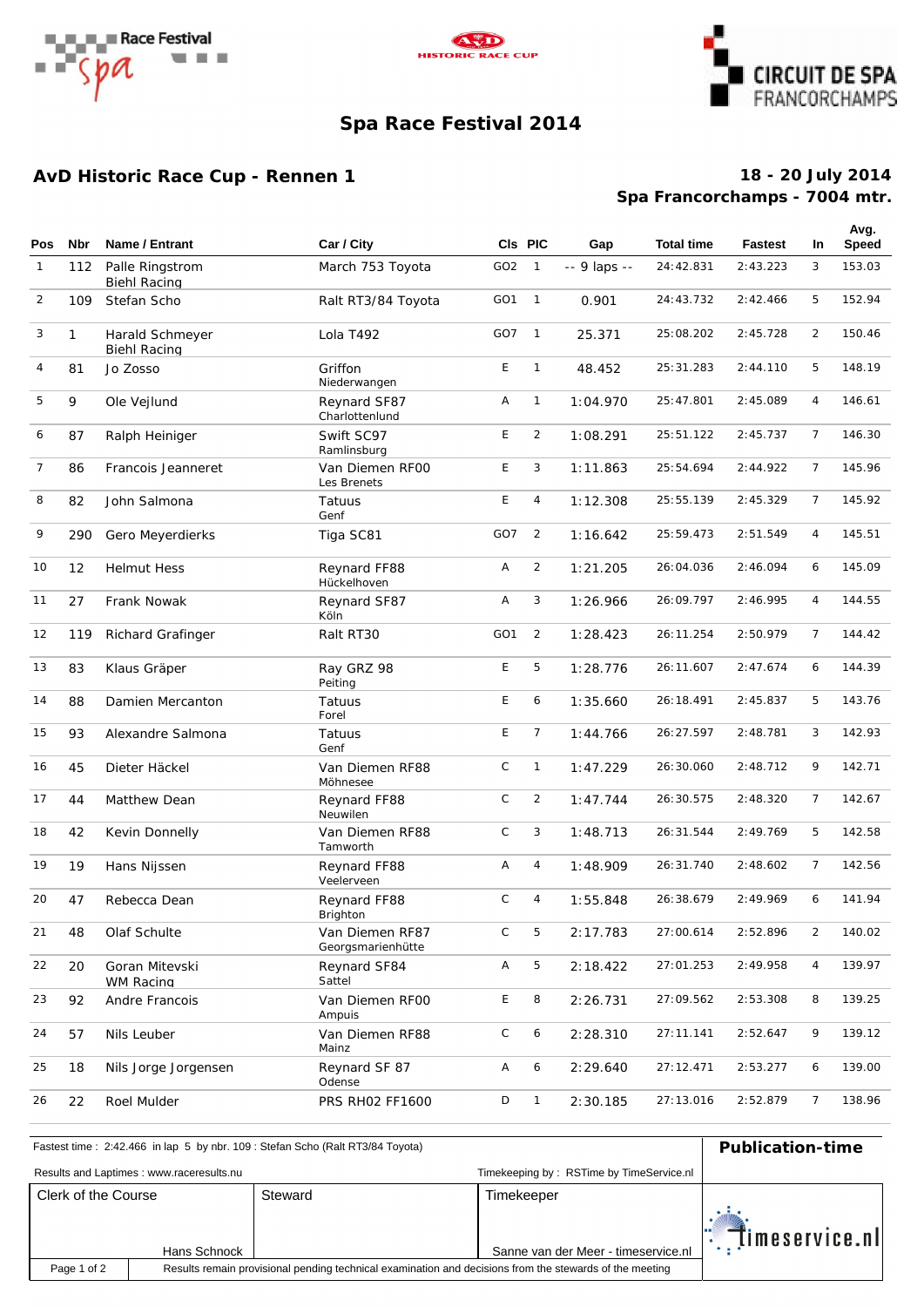# Spa Race Festival 2014

## AvD Historic Race Cup - Rennen 1

**18 - 20 July 2014**
**Spa Francorchamps - 7004 mtr.**

| Pos | Nbr | Name / Entrant | Car / City | Cls | PIC | Gap | Total time | Fastest | In | Avg. Speed |
|---|---|---|---|---|---|---|---|---|---|---|
| 1 | 112 | Palle Ringstrom<br>Biehl Racing | March 753 Toyota | GO2 | 1 | -- 9 laps -- | 24:42.831 | 2:43.223 | 3 | 153.03 |
| 2 | 109 | Stefan Scho | Ralt RT3/84 Toyota | GO1 | 1 | 0.901 | 24:43.732 | 2:42.466 | 5 | 152.94 |
| 3 | 1 | Harald Schmeyer<br>Biehl Racing | Lola T492 | GO7 | 1 | 25.371 | 25:08.202 | 2:45.728 | 2 | 150.46 |
| 4 | 81 | Jo Zosso | Griffon<br>Niederwangen | E | 1 | 48.452 | 25:31.283 | 2:44.110 | 5 | 148.19 |
| 5 | 9 | Ole Vejlund | Reynard SF87<br>Charlottenlund | A | 1 | 1:04.970 | 25:47.801 | 2:45.089 | 4 | 146.61 |
| 6 | 87 | Ralph Heiniger | Swift SC97<br>Ramlinsburg | E | 2 | 1:08.291 | 25:51.122 | 2:45.737 | 7 | 146.30 |
| 7 | 86 | Francois Jeanneret | Van Diemen RF00<br>Les Brenets | E | 3 | 1:11.863 | 25:54.694 | 2:44.922 | 7 | 145.96 |
| 8 | 82 | John Salmona | Tatuus<br>Genf | E | 4 | 1:12.308 | 25:55.139 | 2:45.329 | 7 | 145.92 |
| 9 | 290 | Gero Meyerdierks | Tiga SC81 | GO7 | 2 | 1:16.642 | 25:59.473 | 2:51.549 | 4 | 145.51 |
| 10 | 12 | Helmut Hess | Reynard FF88<br>Hückelhoven | A | 2 | 1:21.205 | 26:04.036 | 2:46.094 | 6 | 145.09 |
| 11 | 27 | Frank Nowak | Reynard SF87<br>Köln | A | 3 | 1:26.966 | 26:09.797 | 2:46.995 | 4 | 144.55 |
| 12 | 119 | Richard Grafinger | Ralt RT30 | GO1 | 2 | 1:28.423 | 26:11.254 | 2:50.979 | 7 | 144.42 |
| 13 | 83 | Klaus Gräper | Ray GRZ 98<br>Peiting | E | 5 | 1:28.776 | 26:11.607 | 2:47.674 | 6 | 144.39 |
| 14 | 88 | Damien Mercanton | Tatuus<br>Forel | E | 6 | 1:35.660 | 26:18.491 | 2:45.837 | 5 | 143.76 |
| 15 | 93 | Alexandre Salmona | Tatuus<br>Genf | E | 7 | 1:44.766 | 26:27.597 | 2:48.781 | 3 | 142.93 |
| 16 | 45 | Dieter Häckel | Van Diemen RF88<br>Möhnesee | C | 1 | 1:47.229 | 26:30.060 | 2:48.712 | 9 | 142.71 |
| 17 | 44 | Matthew Dean | Reynard FF88<br>Neuwilen | C | 2 | 1:47.744 | 26:30.575 | 2:48.320 | 7 | 142.67 |
| 18 | 42 | Kevin Donnelly | Van Diemen RF88<br>Tamworth | C | 3 | 1:48.713 | 26:31.544 | 2:49.769 | 5 | 142.58 |
| 19 | 19 | Hans Nijssen | Reynard FF88<br>Veelerveen | A | 4 | 1:48.909 | 26:31.740 | 2:48.602 | 7 | 142.56 |
| 20 | 47 | Rebecca Dean | Reynard FF88<br>Brighton | C | 4 | 1:55.848 | 26:38.679 | 2:49.969 | 6 | 141.94 |
| 21 | 48 | Olaf Schulte | Van Diemen RF87<br>Georgsmarienhütte | C | 5 | 2:17.783 | 27:00.614 | 2:52.896 | 2 | 140.02 |
| 22 | 20 | Goran Mitevski<br>WM Racing | Reynard SF84<br>Sattel | A | 5 | 2:18.422 | 27:01.253 | 2:49.958 | 4 | 139.97 |
| 23 | 92 | Andre Francois | Van Diemen RF00<br>Ampuis | E | 8 | 2:26.731 | 27:09.562 | 2:53.308 | 8 | 139.25 |
| 24 | 57 | Nils Leuber | Van Diemen RF88<br>Mainz | C | 6 | 2:28.310 | 27:11.141 | 2:52.647 | 9 | 139.12 |
| 25 | 18 | Nils Jorge Jorgensen | Reynard SF 87<br>Odense | A | 6 | 2:29.640 | 27:12.471 | 2:53.277 | 6 | 139.00 |
| 26 | 22 | Roel Mulder | PRS RH02 FF1600 | D | 1 | 2:30.185 | 27:13.016 | 2:52.879 | 7 | 138.96 |

Fastest time : 2:42.466 in lap 5 by nbr. 109 : Stefan Scho (Ralt RT3/84 Toyota)

**Publication-time**

Results and Laptimes : www.raceresults.nu

Timekeeping by : RSTime by TimeService.nl

| Clerk of the Course | Steward | Timekeeper |
|---|---|---|
| Hans Schnock | | Sanne van der Meer - timeservice.nl |

Results remain provisional pending technical examination and decisions from the stewards of the meeting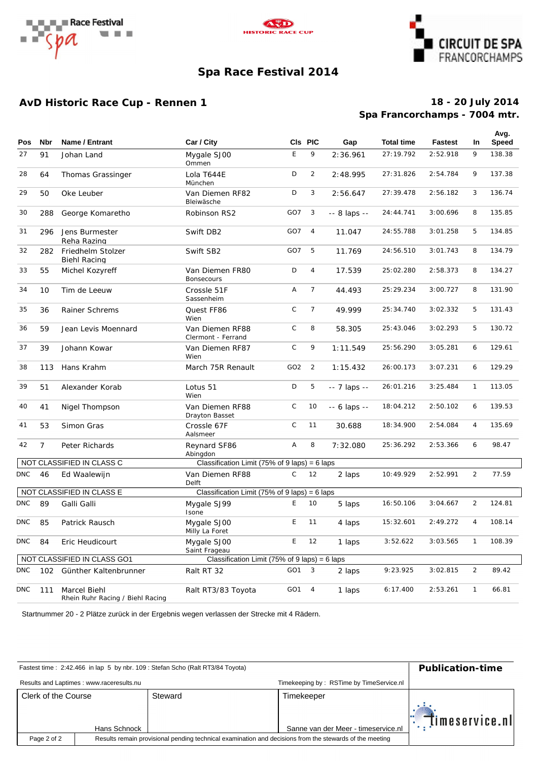# Spa Race Festival 2014

## AvD Historic Race Cup - Rennen 1

**18 - 20 July 2014**
**Spa Francorchamps - 7004 mtr.**

| Pos | Nbr | Name / Entrant | Car / City | Cls | PIC | Gap | Total time | Fastest | In | Avg. Speed |
|---|---|---|---|---|---|---|---|---|---|---|
| 27 | 91 | Johan Land | Mygale SJ00 Ommen | E | 9 | 2:36.961 | 27:19.792 | 2:52.918 | 9 | 138.38 |
| 28 | 64 | Thomas Grassinger | Lola T644E München | D | 2 | 2:48.995 | 27:31.826 | 2:54.784 | 9 | 137.38 |
| 29 | 50 | Oke Leuber | Van Diemen RF82 Bleiwäsche | D | 3 | 2:56.647 | 27:39.478 | 2:56.182 | 3 | 136.74 |
| 30 | 288 | George Komaretho | Robinson RS2 | GO7 | 3 | -- 8 laps -- | 24:44.741 | 3:00.696 | 8 | 135.85 |
| 31 | 296 | Jens Burmester Reha Razing | Swift DB2 | GO7 | 4 | 11.047 | 24:55.788 | 3:01.258 | 5 | 134.85 |
| 32 | 282 | Friedhelm Stolzer Biehl Racing | Swift SB2 | GO7 | 5 | 11.769 | 24:56.510 | 3:01.743 | 8 | 134.79 |
| 33 | 55 | Michel Kozyreff | Van Diemen FR80 Bonsecours | D | 4 | 17.539 | 25:02.280 | 2:58.373 | 8 | 134.27 |
| 34 | 10 | Tim de Leeuw | Crossle 51F Sassenheim | A | 7 | 44.493 | 25:29.234 | 3:00.727 | 8 | 131.90 |
| 35 | 36 | Rainer Schrems | Quest FF86 Wien | C | 7 | 49.999 | 25:34.740 | 3:02.332 | 5 | 131.43 |
| 36 | 59 | Jean Levis Moennard | Van Diemen RF88 Clermont - Ferrand | C | 8 | 58.305 | 25:43.046 | 3:02.293 | 5 | 130.72 |
| 37 | 39 | Johann Kowar | Van Diemen RF87 Wien | C | 9 | 1:11.549 | 25:56.290 | 3:05.281 | 6 | 129.61 |
| 38 | 113 | Hans Krahm | March 75R Renault | GO2 | 2 | 1:15.432 | 26:00.173 | 3:07.231 | 6 | 129.29 |
| 39 | 51 | Alexander Korab | Lotus 51 Wien | D | 5 | -- 7 laps -- | 26:01.216 | 3:25.484 | 1 | 113.05 |
| 40 | 41 | Nigel Thompson | Van Diemen RF88 Drayton Basset | C | 10 | -- 6 laps -- | 18:04.212 | 2:50.102 | 6 | 139.53 |
| 41 | 53 | Simon Gras | Crossle 67F Aalsmeer | C | 11 | 30.688 | 18:34.900 | 2:54.084 | 4 | 135.69 |
| 42 | 7 | Peter Richards | Reynard SF86 Abingdon | A | 8 | 7:32.080 | 25:36.292 | 2:53.366 | 6 | 98.47 |
| NOT CLASSIFIED IN CLASS C | | | Classification Limit (75% of 9 laps) = 6 laps | | | | | | | |
| DNC | 46 | Ed Waalewijn | Van Diemen RF88 Delft | C | 12 | 2 laps | 10:49.929 | 2:52.991 | 2 | 77.59 |
| NOT CLASSIFIED IN CLASS E | | | Classification Limit (75% of 9 laps) = 6 laps | | | | | | | |
| DNC | 89 | Galli Galli | Mygale SJ99 Isone | E | 10 | 5 laps | 16:50.106 | 3:04.667 | 2 | 124.81 |
| DNC | 85 | Patrick Rausch | Mygale SJ00 Milly La Foret | E | 11 | 4 laps | 15:32.601 | 2:49.272 | 4 | 108.14 |
| DNC | 84 | Eric Heudicourt | Mygale SJ00 Saint Frageau | E | 12 | 1 laps | 3:52.622 | 3:03.565 | 1 | 108.39 |
| NOT CLASSIFIED IN CLASS GO1 | | | Classification Limit (75% of 9 laps) = 6 laps | | | | | | | |
| DNC | 102 | Günther Kaltenbrunner | Ralt RT 32 | GO1 | 3 | 2 laps | 9:23.925 | 3:02.815 | 2 | 89.42 |
| DNC | 111 | Marcel Biehl Rhein Ruhr Racing / Biehl Racing | Ralt RT3/83 Toyota | GO1 | 4 | 1 laps | 6:17.400 | 2:53.261 | 1 | 66.81 |

Startnummer 20 - 2 Plätze zurück in der Ergebnis wegen verlassen der Strecke mit 4 Rädern.

Fastest time : 2:42.466 in lap 5 by nbr. 109 : Stefan Scho (Ralt RT3/84 Toyota)

**Publication-time**

Results and Laptimes : www.raceresults.nu

Timekeeping by : RSTime by TimeService.nl

| Clerk of the Course | Steward | Timekeeper |
|---|---|---|
| Hans Schnock | | Sanne van der Meer - timeservice.nl |

Results remain provisional pending technical examination and decisions from the stewards of the meeting